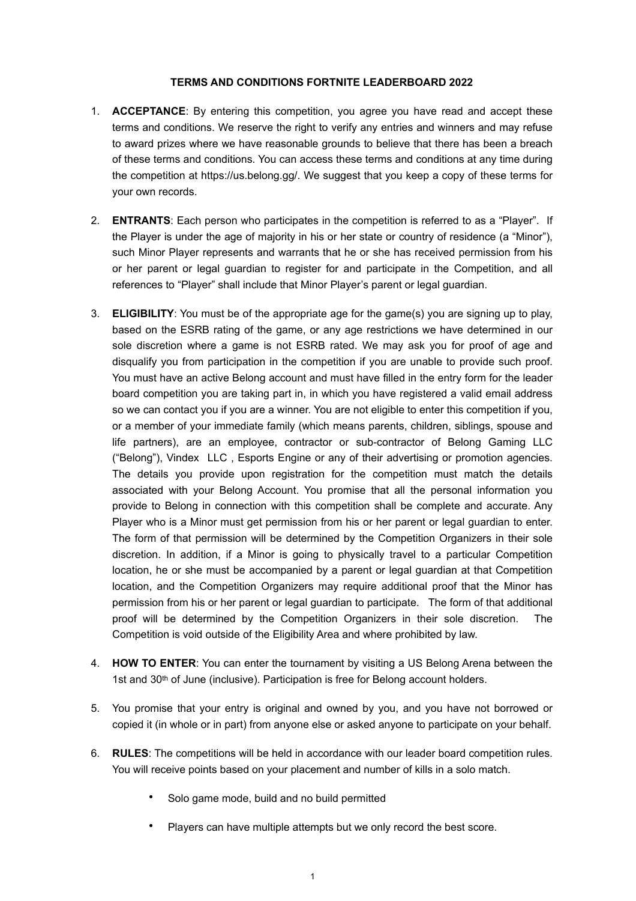# TERMS AND CONDITIONS FORTNITE LEADERBOARD 2022

1. **ACCEPTANCE**: By entering this competition, you agree you have read and accept these terms and conditions. We reserve the right to verify any entries and winners and may refuse to award prizes where we have reasonable grounds to believe that there has been a breach of these terms and conditions. You can access these terms and conditions at any time during the competition at https://us.belong.gg/. We suggest that you keep a copy of these terms for your own records.

2. **ENTRANTS**: Each person who participates in the competition is referred to as a "Player". If the Player is under the age of majority in his or her state or country of residence (a "Minor"), such Minor Player represents and warrants that he or she has received permission from his or her parent or legal guardian to register for and participate in the Competition, and all references to "Player" shall include that Minor Player's parent or legal guardian.

3. **ELIGIBILITY**: You must be of the appropriate age for the game(s) you are signing up to play, based on the ESRB rating of the game, or any age restrictions we have determined in our sole discretion where a game is not ESRB rated. We may ask you for proof of age and disqualify you from participation in the competition if you are unable to provide such proof. You must have an active Belong account and must have filled in the entry form for the leader board competition you are taking part in, in which you have registered a valid email address so we can contact you if you are a winner. You are not eligible to enter this competition if you, or a member of your immediate family (which means parents, children, siblings, spouse and life partners), are an employee, contractor or sub-contractor of Belong Gaming LLC ("Belong"), Vindex LLC , Esports Engine or any of their advertising or promotion agencies. The details you provide upon registration for the competition must match the details associated with your Belong Account. You promise that all the personal information you provide to Belong in connection with this competition shall be complete and accurate. Any Player who is a Minor must get permission from his or her parent or legal guardian to enter. The form of that permission will be determined by the Competition Organizers in their sole discretion. In addition, if a Minor is going to physically travel to a particular Competition location, he or she must be accompanied by a parent or legal guardian at that Competition location, and the Competition Organizers may require additional proof that the Minor has permission from his or her parent or legal guardian to participate. The form of that additional proof will be determined by the Competition Organizers in their sole discretion. The Competition is void outside of the Eligibility Area and where prohibited by law.

4. **HOW TO ENTER**: You can enter the tournament by visiting a US Belong Arena between the 1st and 30th of June (inclusive). Participation is free for Belong account holders.

5. You promise that your entry is original and owned by you, and you have not borrowed or copied it (in whole or in part) from anyone else or asked anyone to participate on your behalf.

6. **RULES**: The competitions will be held in accordance with our leader board competition rules. You will receive points based on your placement and number of kills in a solo match.

   - Solo game mode, build and no build permitted
   - Players can have multiple attempts but we only record the best score.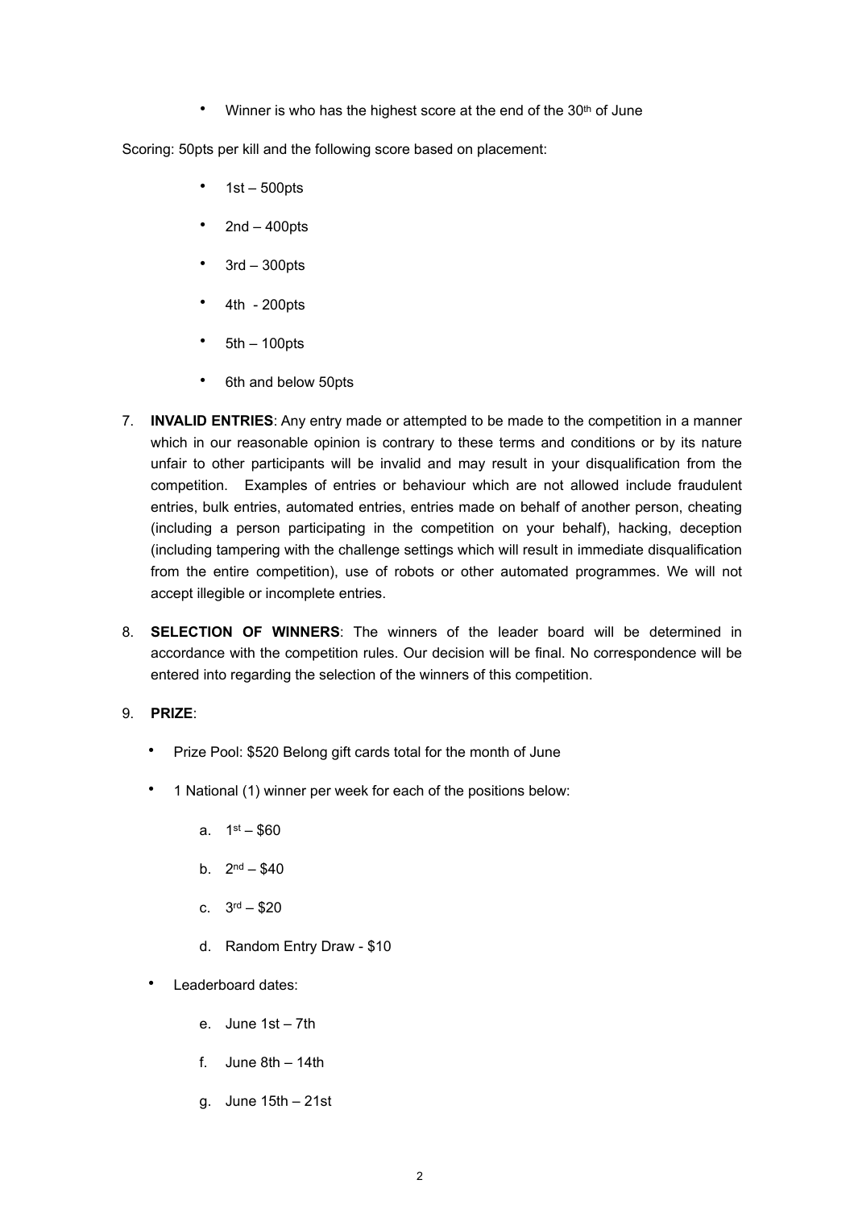- Winner is who has the highest score at the end of the 30th of June

Scoring: 50pts per kill and the following score based on placement:

- 1st – 500pts
- 2nd – 400pts
- 3rd – 300pts
- 4th - 200pts
- 5th – 100pts
- 6th and below 50pts

7. **INVALID ENTRIES**: Any entry made or attempted to be made to the competition in a manner which in our reasonable opinion is contrary to these terms and conditions or by its nature unfair to other participants will be invalid and may result in your disqualification from the competition. Examples of entries or behaviour which are not allowed include fraudulent entries, bulk entries, automated entries, entries made on behalf of another person, cheating (including a person participating in the competition on your behalf), hacking, deception (including tampering with the challenge settings which will result in immediate disqualification from the entire competition), use of robots or other automated programmes. We will not accept illegible or incomplete entries.

8. **SELECTION OF WINNERS**: The winners of the leader board will be determined in accordance with the competition rules. Our decision will be final. No correspondence will be entered into regarding the selection of the winners of this competition.

9. **PRIZE**:

- Prize Pool: $520 Belong gift cards total for the month of June
- 1 National (1) winner per week for each of the positions below:
    a. 1st – $60
    b. 2nd – $40
    c. 3rd – $20
    d. Random Entry Draw - $10
- Leaderboard dates:
    e. June 1st – 7th
    f. June 8th – 14th
    g. June 15th – 21st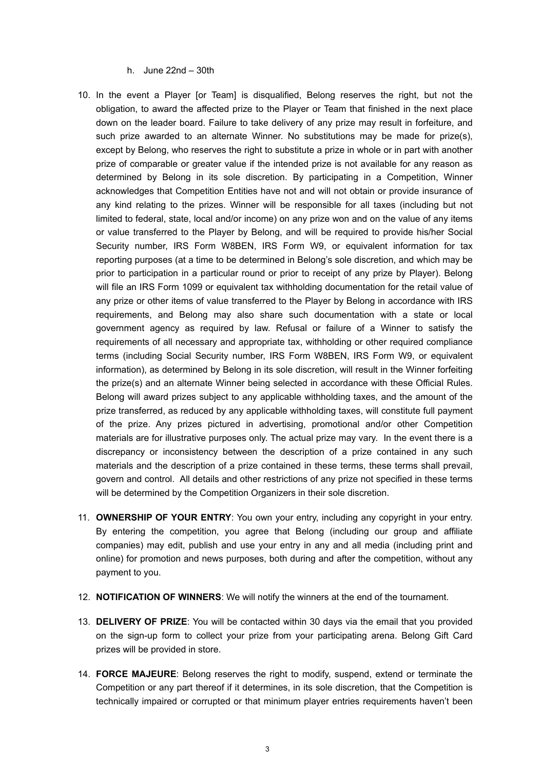h. June 22nd – 30th

10. In the event a Player [or Team] is disqualified, Belong reserves the right, but not the obligation, to award the affected prize to the Player or Team that finished in the next place down on the leader board. Failure to take delivery of any prize may result in forfeiture, and such prize awarded to an alternate Winner. No substitutions may be made for prize(s), except by Belong, who reserves the right to substitute a prize in whole or in part with another prize of comparable or greater value if the intended prize is not available for any reason as determined by Belong in its sole discretion. By participating in a Competition, Winner acknowledges that Competition Entities have not and will not obtain or provide insurance of any kind relating to the prizes. Winner will be responsible for all taxes (including but not limited to federal, state, local and/or income) on any prize won and on the value of any items or value transferred to the Player by Belong, and will be required to provide his/her Social Security number, IRS Form W8BEN, IRS Form W9, or equivalent information for tax reporting purposes (at a time to be determined in Belong's sole discretion, and which may be prior to participation in a particular round or prior to receipt of any prize by Player). Belong will file an IRS Form 1099 or equivalent tax withholding documentation for the retail value of any prize or other items of value transferred to the Player by Belong in accordance with IRS requirements, and Belong may also share such documentation with a state or local government agency as required by law. Refusal or failure of a Winner to satisfy the requirements of all necessary and appropriate tax, withholding or other required compliance terms (including Social Security number, IRS Form W8BEN, IRS Form W9, or equivalent information), as determined by Belong in its sole discretion, will result in the Winner forfeiting the prize(s) and an alternate Winner being selected in accordance with these Official Rules. Belong will award prizes subject to any applicable withholding taxes, and the amount of the prize transferred, as reduced by any applicable withholding taxes, will constitute full payment of the prize. Any prizes pictured in advertising, promotional and/or other Competition materials are for illustrative purposes only. The actual prize may vary. In the event there is a discrepancy or inconsistency between the description of a prize contained in any such materials and the description of a prize contained in these terms, these terms shall prevail, govern and control. All details and other restrictions of any prize not specified in these terms will be determined by the Competition Organizers in their sole discretion.

11. **OWNERSHIP OF YOUR ENTRY**: You own your entry, including any copyright in your entry. By entering the competition, you agree that Belong (including our group and affiliate companies) may edit, publish and use your entry in any and all media (including print and online) for promotion and news purposes, both during and after the competition, without any payment to you.

12. **NOTIFICATION OF WINNERS**: We will notify the winners at the end of the tournament.

13. **DELIVERY OF PRIZE**: You will be contacted within 30 days via the email that you provided on the sign-up form to collect your prize from your participating arena. Belong Gift Card prizes will be provided in store.

14. **FORCE MAJEURE**: Belong reserves the right to modify, suspend, extend or terminate the Competition or any part thereof if it determines, in its sole discretion, that the Competition is technically impaired or corrupted or that minimum player entries requirements haven't been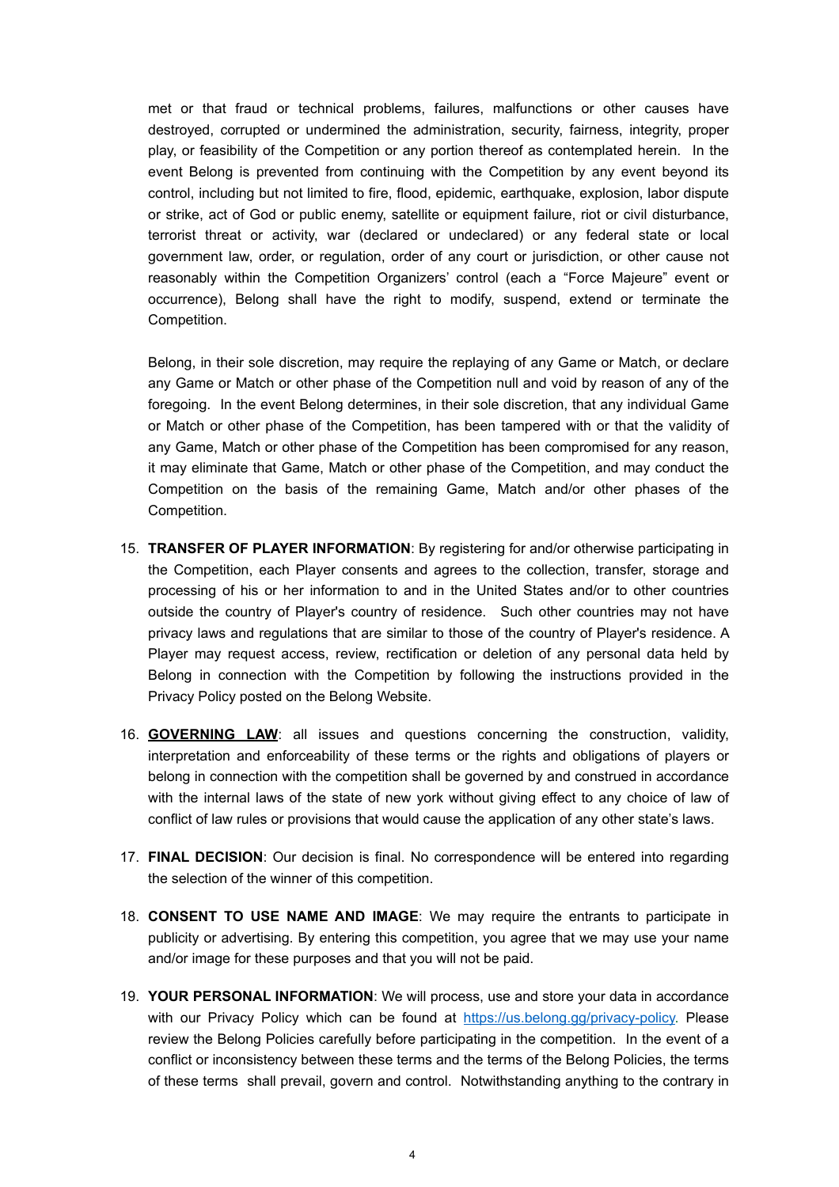met or that fraud or technical problems, failures, malfunctions or other causes have destroyed, corrupted or undermined the administration, security, fairness, integrity, proper play, or feasibility of the Competition or any portion thereof as contemplated herein. In the event Belong is prevented from continuing with the Competition by any event beyond its control, including but not limited to fire, flood, epidemic, earthquake, explosion, labor dispute or strike, act of God or public enemy, satellite or equipment failure, riot or civil disturbance, terrorist threat or activity, war (declared or undeclared) or any federal state or local government law, order, or regulation, order of any court or jurisdiction, or other cause not reasonably within the Competition Organizers' control (each a "Force Majeure" event or occurrence), Belong shall have the right to modify, suspend, extend or terminate the Competition.

Belong, in their sole discretion, may require the replaying of any Game or Match, or declare any Game or Match or other phase of the Competition null and void by reason of any of the foregoing. In the event Belong determines, in their sole discretion, that any individual Game or Match or other phase of the Competition, has been tampered with or that the validity of any Game, Match or other phase of the Competition has been compromised for any reason, it may eliminate that Game, Match or other phase of the Competition, and may conduct the Competition on the basis of the remaining Game, Match and/or other phases of the Competition.

15. **TRANSFER OF PLAYER INFORMATION**: By registering for and/or otherwise participating in the Competition, each Player consents and agrees to the collection, transfer, storage and processing of his or her information to and in the United States and/or to other countries outside the country of Player's country of residence. Such other countries may not have privacy laws and regulations that are similar to those of the country of Player's residence. A Player may request access, review, rectification or deletion of any personal data held by Belong in connection with the Competition by following the instructions provided in the Privacy Policy posted on the Belong Website.

16. **GOVERNING LAW**: all issues and questions concerning the construction, validity, interpretation and enforceability of these terms or the rights and obligations of players or belong in connection with the competition shall be governed by and construed in accordance with the internal laws of the state of new york without giving effect to any choice of law of conflict of law rules or provisions that would cause the application of any other state's laws.

17. **FINAL DECISION**: Our decision is final. No correspondence will be entered into regarding the selection of the winner of this competition.

18. **CONSENT TO USE NAME AND IMAGE**: We may require the entrants to participate in publicity or advertising. By entering this competition, you agree that we may use your name and/or image for these purposes and that you will not be paid.

19. **YOUR PERSONAL INFORMATION**: We will process, use and store your data in accordance with our Privacy Policy which can be found at [https://us.belong.gg/privacy-policy](https://us.belong.gg/privacy-policy). Please review the Belong Policies carefully before participating in the competition. In the event of a conflict or inconsistency between these terms and the terms of the Belong Policies, the terms of these terms shall prevail, govern and control. Notwithstanding anything to the contrary in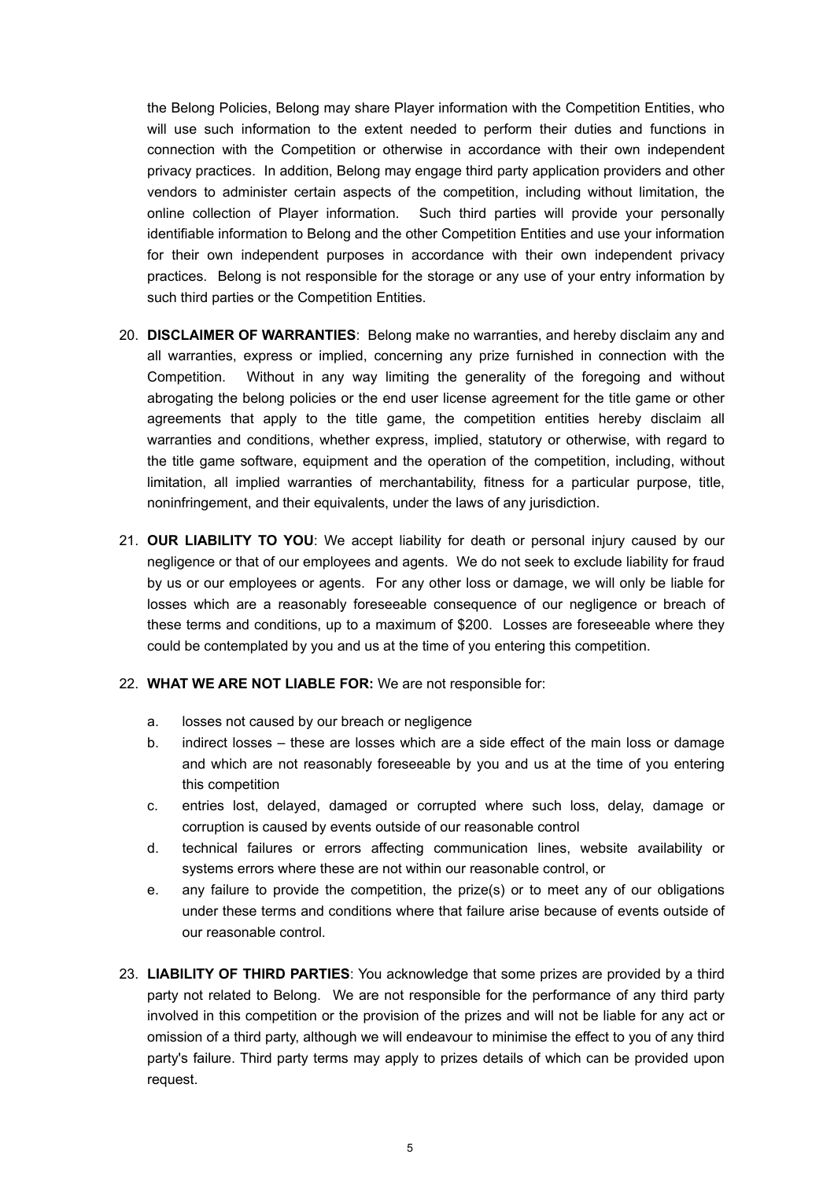the Belong Policies, Belong may share Player information with the Competition Entities, who will use such information to the extent needed to perform their duties and functions in connection with the Competition or otherwise in accordance with their own independent privacy practices. In addition, Belong may engage third party application providers and other vendors to administer certain aspects of the competition, including without limitation, the online collection of Player information. Such third parties will provide your personally identifiable information to Belong and the other Competition Entities and use your information for their own independent purposes in accordance with their own independent privacy practices. Belong is not responsible for the storage or any use of your entry information by such third parties or the Competition Entities.

20. **DISCLAIMER OF WARRANTIES**: Belong make no warranties, and hereby disclaim any and all warranties, express or implied, concerning any prize furnished in connection with the Competition. Without in any way limiting the generality of the foregoing and without abrogating the belong policies or the end user license agreement for the title game or other agreements that apply to the title game, the competition entities hereby disclaim all warranties and conditions, whether express, implied, statutory or otherwise, with regard to the title game software, equipment and the operation of the competition, including, without limitation, all implied warranties of merchantability, fitness for a particular purpose, title, noninfringement, and their equivalents, under the laws of any jurisdiction.

21. **OUR LIABILITY TO YOU**: We accept liability for death or personal injury caused by our negligence or that of our employees and agents. We do not seek to exclude liability for fraud by us or our employees or agents. For any other loss or damage, we will only be liable for losses which are a reasonably foreseeable consequence of our negligence or breach of these terms and conditions, up to a maximum of $200. Losses are foreseeable where they could be contemplated by you and us at the time of you entering this competition.

22. **WHAT WE ARE NOT LIABLE FOR:** We are not responsible for:

    a. losses not caused by our breach or negligence
    b. indirect losses – these are losses which are a side effect of the main loss or damage and which are not reasonably foreseeable by you and us at the time of you entering this competition
    c. entries lost, delayed, damaged or corrupted where such loss, delay, damage or corruption is caused by events outside of our reasonable control
    d. technical failures or errors affecting communication lines, website availability or systems errors where these are not within our reasonable control, or
    e. any failure to provide the competition, the prize(s) or to meet any of our obligations under these terms and conditions where that failure arise because of events outside of our reasonable control.

23. **LIABILITY OF THIRD PARTIES**: You acknowledge that some prizes are provided by a third party not related to Belong. We are not responsible for the performance of any third party involved in this competition or the provision of the prizes and will not be liable for any act or omission of a third party, although we will endeavour to minimise the effect to you of any third party's failure. Third party terms may apply to prizes details of which can be provided upon request.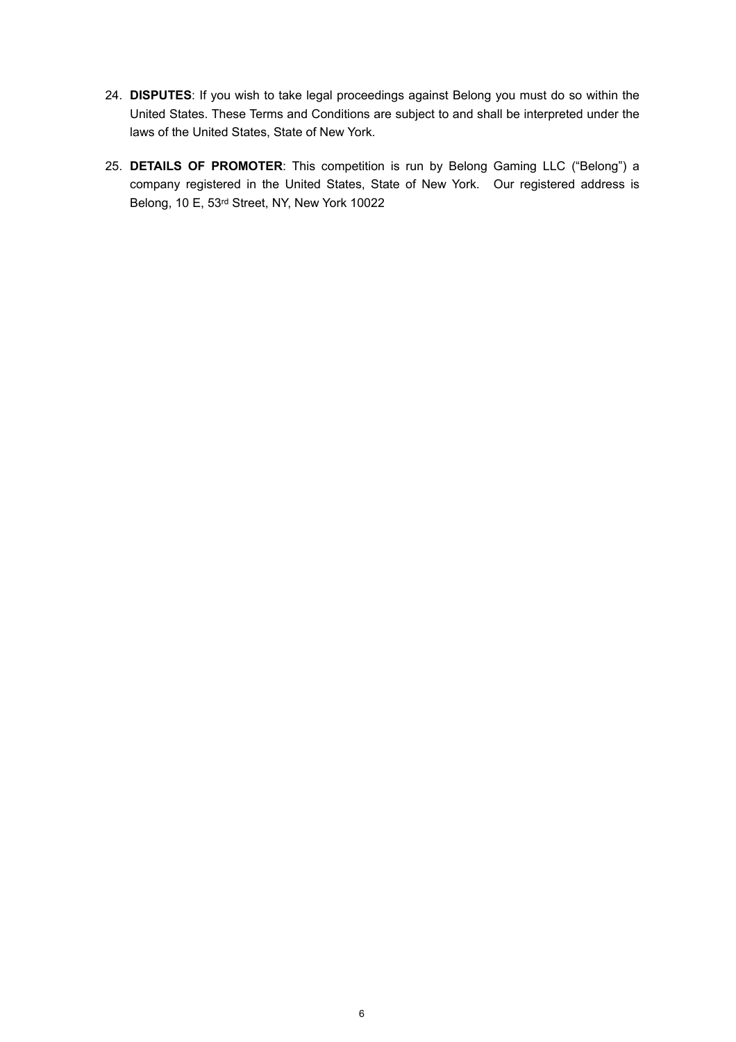24. **DISPUTES**: If you wish to take legal proceedings against Belong you must do so within the United States. These Terms and Conditions are subject to and shall be interpreted under the laws of the United States, State of New York.

25. **DETAILS OF PROMOTER**: This competition is run by Belong Gaming LLC ("Belong") a company registered in the United States, State of New York. Our registered address is Belong, 10 E, 53rd Street, NY, New York 10022